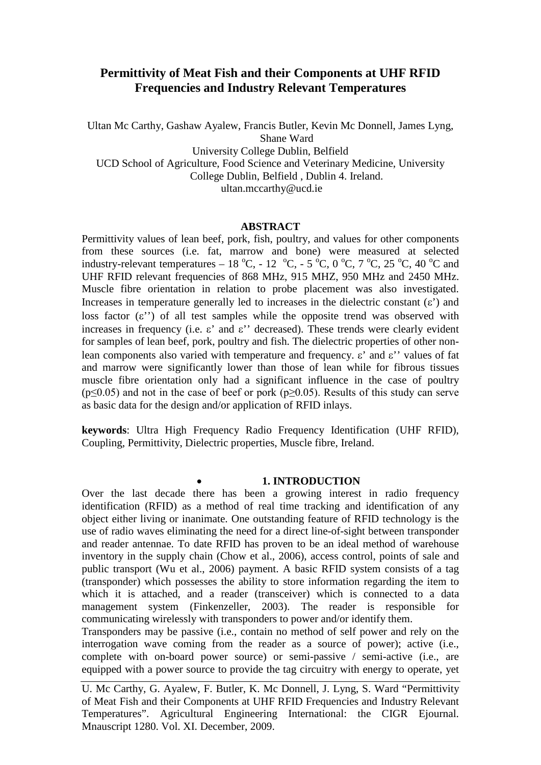# Permittivity of Meat Fish and their Components at UHF RFID Frequencies and Industry Relevant Temperatures

Ultan Mc Carthy, Gashaw Ayalew, Francis Butler, Kevin Mc Donnell, James Lyng, Shane Ward

University College Dublin, Belfield

UCD School of Agriculture, Food Science and Veterinary Medicine, University College Dublin, Belfield , Dublin 4. Ireland.

ultan.mccarthy@ucd.ie

## ABSTRACT

Permittivity values of lean beef, pork, fish, poultry, and values for other components from these sources (i.e. fat, marrow and bone) were measured at selected industry-relevant temperatures – 18 $^{o}$C, - 12 $^{o}$C, - 5 $^{o}$C, 0 $^{o}$C, 7 $^{o}$C, 25 $^{o}$C, 40 $^{o}$C and UHF RFID relevant frequencies of 868 MHz, 915 MHZ, 950 MHz and 2450 MHz. Muscle fibre orientation in relation to probe placement was also investigated. Increases in temperature generally led to increases in the dielectric constant (ε') and loss factor (ε'') of all test samples while the opposite trend was observed with increases in frequency (i.e. ε' and ε'' decreased). These trends were clearly evident for samples of lean beef, pork, poultry and fish. The dielectric properties of other non-lean components also varied with temperature and frequency. ε' and ε'' values of fat and marrow were significantly lower than those of lean while for fibrous tissues muscle fibre orientation only had a significant influence in the case of poultry ($p \leq 0.05$) and not in the case of beef or pork ($p \geq 0.05$). Results of this study can serve as basic data for the design and/or application of RFID inlays.

**keywords**: Ultra High Frequency Radio Frequency Identification (UHF RFID), Coupling, Permittivity, Dielectric properties, Muscle fibre, Ireland.

## 1. INTRODUCTION

Over the last decade there has been a growing interest in radio frequency identification (RFID) as a method of real time tracking and identification of any object either living or inanimate. One outstanding feature of RFID technology is the use of radio waves eliminating the need for a direct line-of-sight between transponder and reader antennae. To date RFID has proven to be an ideal method of warehouse inventory in the supply chain (Chow et al., 2006), access control, points of sale and public transport (Wu et al., 2006) payment. A basic RFID system consists of a tag (transponder) which possesses the ability to store information regarding the item to which it is attached, and a reader (transceiver) which is connected to a data management system (Finkenzeller, 2003). The reader is responsible for communicating wirelessly with transponders to power and/or identify them.

Transponders may be passive (i.e., contain no method of self power and rely on the interrogation wave coming from the reader as a source of power); active (i.e., complete with on-board power source) or semi-passive / semi-active (i.e., are equipped with a power source to provide the tag circuitry with energy to operate, yet

U. Mc Carthy, G. Ayalew, F. Butler, K. Mc Donnell, J. Lyng, S. Ward "Permittivity of Meat Fish and their Components at UHF RFID Frequencies and Industry Relevant Temperatures". Agricultural Engineering International: the CIGR Ejournal. Mnauscript 1280. Vol. XI. December, 2009.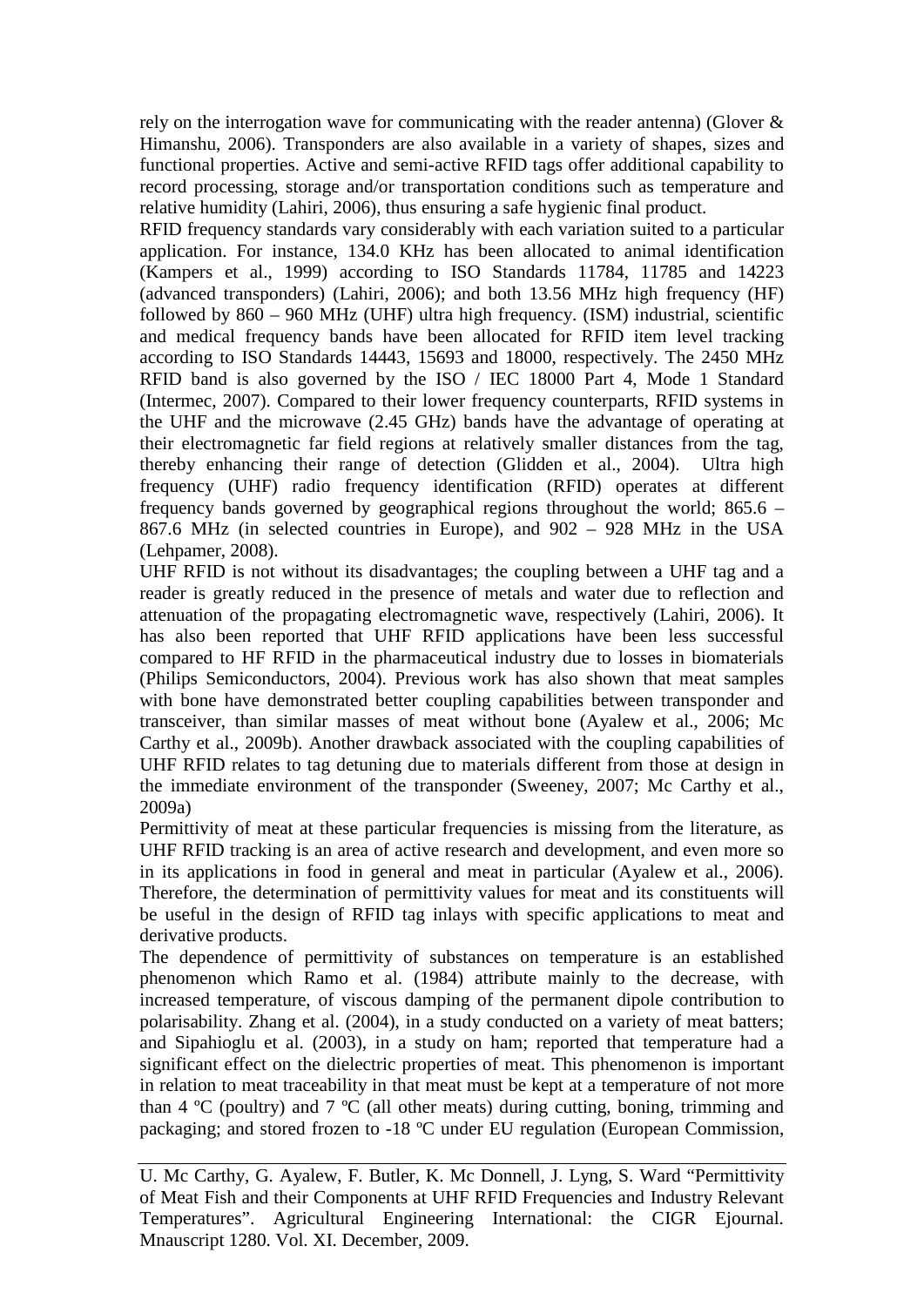rely on the interrogation wave for communicating with the reader antenna) (Glover & Himanshu, 2006). Transponders are also available in a variety of shapes, sizes and functional properties. Active and semi-active RFID tags offer additional capability to record processing, storage and/or transportation conditions such as temperature and relative humidity (Lahiri, 2006), thus ensuring a safe hygienic final product.

RFID frequency standards vary considerably with each variation suited to a particular application. For instance, 134.0 KHz has been allocated to animal identification (Kampers et al., 1999) according to ISO Standards 11784, 11785 and 14223 (advanced transponders) (Lahiri, 2006); and both 13.56 MHz high frequency (HF) followed by 860 – 960 MHz (UHF) ultra high frequency. (ISM) industrial, scientific and medical frequency bands have been allocated for RFID item level tracking according to ISO Standards 14443, 15693 and 18000, respectively. The 2450 MHz RFID band is also governed by the ISO / IEC 18000 Part 4, Mode 1 Standard (Intermec, 2007). Compared to their lower frequency counterparts, RFID systems in the UHF and the microwave (2.45 GHz) bands have the advantage of operating at their electromagnetic far field regions at relatively smaller distances from the tag, thereby enhancing their range of detection (Glidden et al., 2004). Ultra high frequency (UHF) radio frequency identification (RFID) operates at different frequency bands governed by geographical regions throughout the world; 865.6 – 867.6 MHz (in selected countries in Europe), and 902 – 928 MHz in the USA (Lehpamer, 2008).

UHF RFID is not without its disadvantages; the coupling between a UHF tag and a reader is greatly reduced in the presence of metals and water due to reflection and attenuation of the propagating electromagnetic wave, respectively (Lahiri, 2006). It has also been reported that UHF RFID applications have been less successful compared to HF RFID in the pharmaceutical industry due to losses in biomaterials (Philips Semiconductors, 2004). Previous work has also shown that meat samples with bone have demonstrated better coupling capabilities between transponder and transceiver, than similar masses of meat without bone (Ayalew et al., 2006; Mc Carthy et al., 2009b). Another drawback associated with the coupling capabilities of UHF RFID relates to tag detuning due to materials different from those at design in the immediate environment of the transponder (Sweeney, 2007; Mc Carthy et al., 2009a)

Permittivity of meat at these particular frequencies is missing from the literature, as UHF RFID tracking is an area of active research and development, and even more so in its applications in food in general and meat in particular (Ayalew et al., 2006). Therefore, the determination of permittivity values for meat and its constituents will be useful in the design of RFID tag inlays with specific applications to meat and derivative products.

The dependence of permittivity of substances on temperature is an established phenomenon which Ramo et al. (1984) attribute mainly to the decrease, with increased temperature, of viscous damping of the permanent dipole contribution to polarisability. Zhang et al. (2004), in a study conducted on a variety of meat batters; and Sipahioglu et al. (2003), in a study on ham; reported that temperature had a significant effect on the dielectric properties of meat. This phenomenon is important in relation to meat traceability in that meat must be kept at a temperature of not more than 4 ºC (poultry) and 7 ºC (all other meats) during cutting, boning, trimming and packaging; and stored frozen to -18 ºC under EU regulation (European Commission,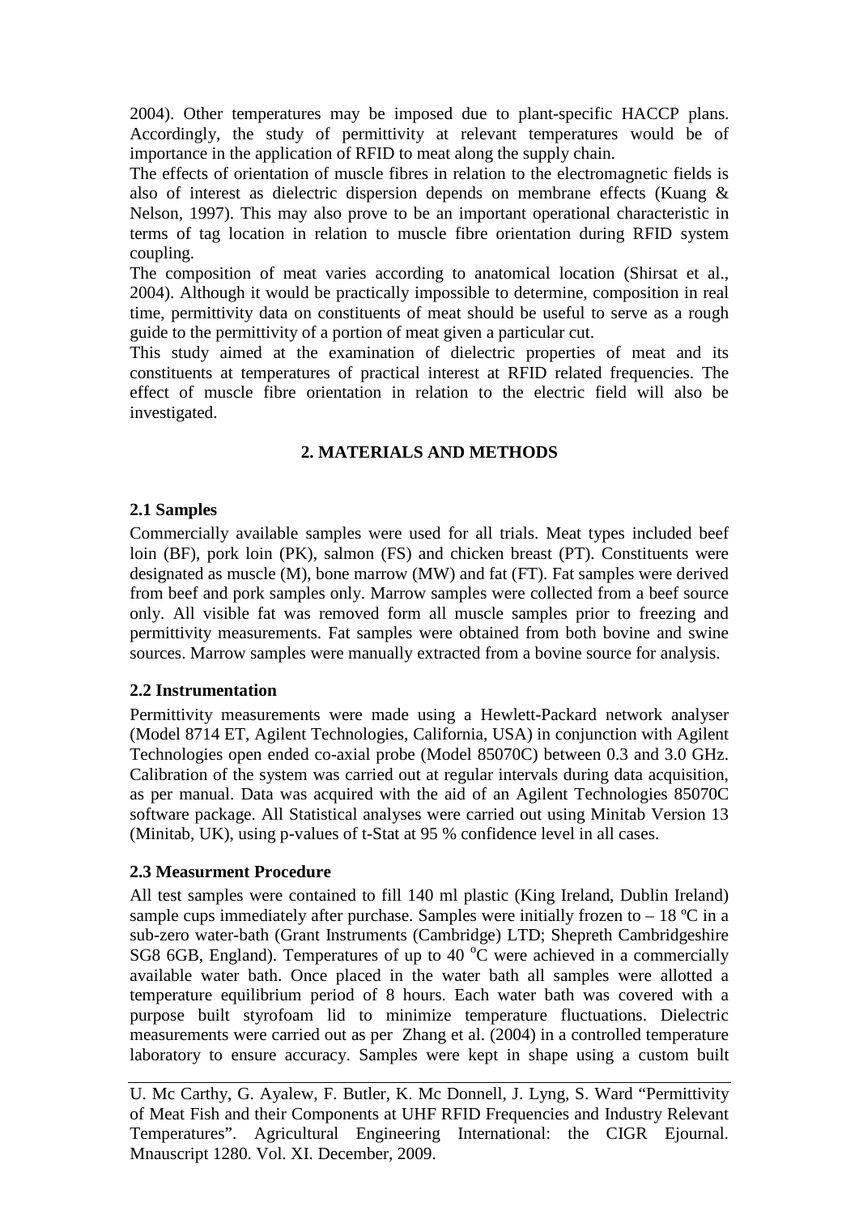2004). Other temperatures may be imposed due to plant-specific HACCP plans. Accordingly, the study of permittivity at relevant temperatures would be of importance in the application of RFID to meat along the supply chain.

The effects of orientation of muscle fibres in relation to the electromagnetic fields is also of interest as dielectric dispersion depends on membrane effects (Kuang & Nelson, 1997). This may also prove to be an important operational characteristic in terms of tag location in relation to muscle fibre orientation during RFID system coupling.

The composition of meat varies according to anatomical location (Shirsat et al., 2004). Although it would be practically impossible to determine, composition in real time, permittivity data on constituents of meat should be useful to serve as a rough guide to the permittivity of a portion of meat given a particular cut.

This study aimed at the examination of dielectric properties of meat and its constituents at temperatures of practical interest at RFID related frequencies. The effect of muscle fibre orientation in relation to the electric field will also be investigated.

## 2. MATERIALS AND METHODS

### 2.1 Samples

Commercially available samples were used for all trials. Meat types included beef loin (BF), pork loin (PK), salmon (FS) and chicken breast (PT). Constituents were designated as muscle (M), bone marrow (MW) and fat (FT). Fat samples were derived from beef and pork samples only. Marrow samples were collected from a beef source only. All visible fat was removed form all muscle samples prior to freezing and permittivity measurements. Fat samples were obtained from both bovine and swine sources. Marrow samples were manually extracted from a bovine source for analysis.

### 2.2 Instrumentation

Permittivity measurements were made using a Hewlett-Packard network analyser (Model 8714 ET, Agilent Technologies, California, USA) in conjunction with Agilent Technologies open ended co-axial probe (Model 85070C) between 0.3 and 3.0 GHz. Calibration of the system was carried out at regular intervals during data acquisition, as per manual. Data was acquired with the aid of an Agilent Technologies 85070C software package. All Statistical analyses were carried out using Minitab Version 13 (Minitab, UK), using p-values of t-Stat at 95 % confidence level in all cases.

### 2.3 Measurment Procedure

All test samples were contained to fill 140 ml plastic (King Ireland, Dublin Ireland) sample cups immediately after purchase. Samples were initially frozen to – 18 ºC in a sub-zero water-bath (Grant Instruments (Cambridge) LTD; Shepreth Cambridgeshire SG8 6GB, England). Temperatures of up to 40 °C were achieved in a commercially available water bath. Once placed in the water bath all samples were allotted a temperature equilibrium period of 8 hours. Each water bath was covered with a purpose built styrofoam lid to minimize temperature fluctuations. Dielectric measurements were carried out as per Zhang et al. (2004) in a controlled temperature laboratory to ensure accuracy. Samples were kept in shape using a custom built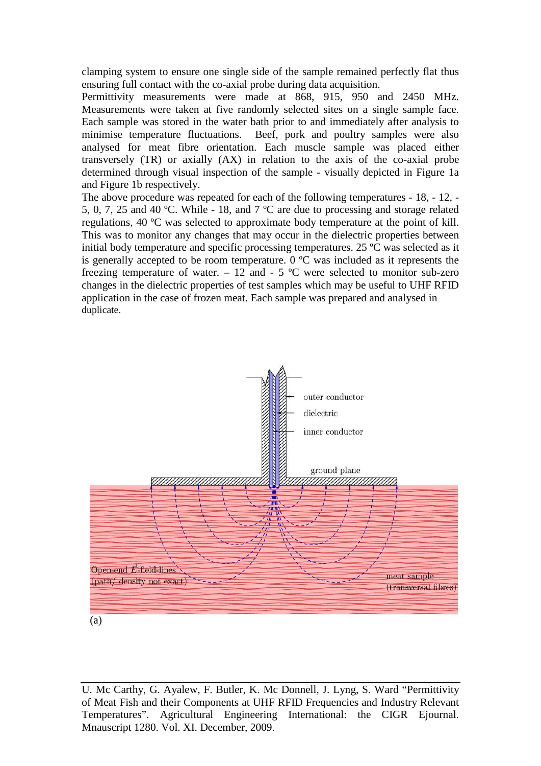clamping system to ensure one single side of the sample remained perfectly flat thus ensuring full contact with the co-axial probe during data acquisition.

Permittivity measurements were made at 868, 915, 950 and 2450 MHz. Measurements were taken at five randomly selected sites on a single sample face. Each sample was stored in the water bath prior to and immediately after analysis to minimise temperature fluctuations. Beef, pork and poultry samples were also analysed for meat fibre orientation. Each muscle sample was placed either transversely (TR) or axially (AX) in relation to the axis of the co-axial probe determined through visual inspection of the sample - visually depicted in Figure 1a and Figure 1b respectively.

The above procedure was repeated for each of the following temperatures - 18, - 12, - 5, 0, 7, 25 and 40 ºC. While - 18, and 7 ºC are due to processing and storage related regulations, 40 ºC was selected to approximate body temperature at the point of kill. This was to monitor any changes that may occur in the dielectric properties between initial body temperature and specific processing temperatures. 25 ºC was selected as it is generally accepted to be room temperature. 0 ºC was included as it represents the freezing temperature of water. – 12 and - 5 ºC were selected to monitor sub-zero changes in the dielectric properties of test samples which may be useful to UHF RFID application in the case of frozen meat. Each sample was prepared and analysed in duplicate.

outer conductor

dielectric

inner conductor

ground plane

Open-end $\vec{E}$-field-lines
(path/ density not exact)

meat sample
(transversal fibres)

(a)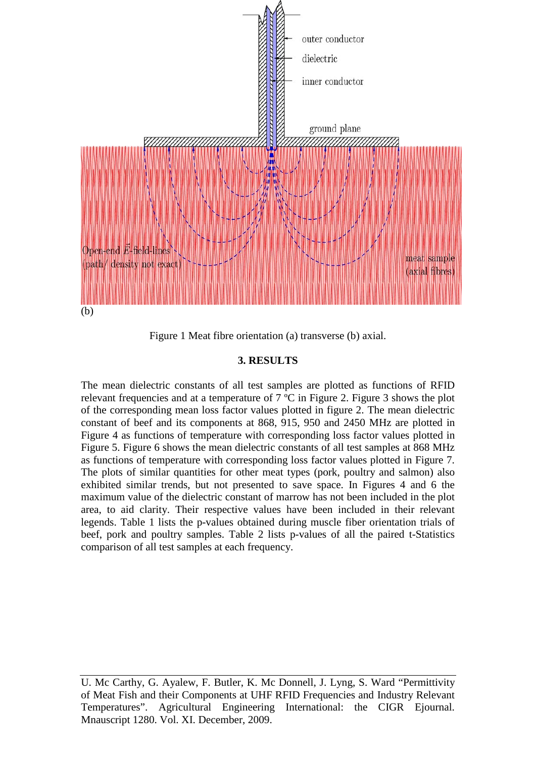outer conductor

dielectric

inner conductor

ground plane

Open-end $\vec{E}$-field-lines
(path/ density not exact)

meat sample
(axial fibres)

(b)

Figure 1 Meat fibre orientation (a) transverse (b) axial.

### 3. RESULTS

The mean dielectric constants of all test samples are plotted as functions of RFID relevant frequencies and at a temperature of 7 ºC in Figure 2. Figure 3 shows the plot of the corresponding mean loss factor values plotted in figure 2. The mean dielectric constant of beef and its components at 868, 915, 950 and 2450 MHz are plotted in Figure 4 as functions of temperature with corresponding loss factor values plotted in Figure 5. Figure 6 shows the mean dielectric constants of all test samples at 868 MHz as functions of temperature with corresponding loss factor values plotted in Figure 7. The plots of similar quantities for other meat types (pork, poultry and salmon) also exhibited similar trends, but not presented to save space. In Figures 4 and 6 the maximum value of the dielectric constant of marrow has not been included in the plot area, to aid clarity. Their respective values have been included in their relevant legends. Table 1 lists the p-values obtained during muscle fiber orientation trials of beef, pork and poultry samples. Table 2 lists p-values of all the paired t-Statistics comparison of all test samples at each frequency.

U. Mc Carthy, G. Ayalew, F. Butler, K. Mc Donnell, J. Lyng, S. Ward "Permittivity of Meat Fish and their Components at UHF RFID Frequencies and Industry Relevant Temperatures". Agricultural Engineering International: the CIGR Ejournal. Mnauscript 1280. Vol. XI. December, 2009.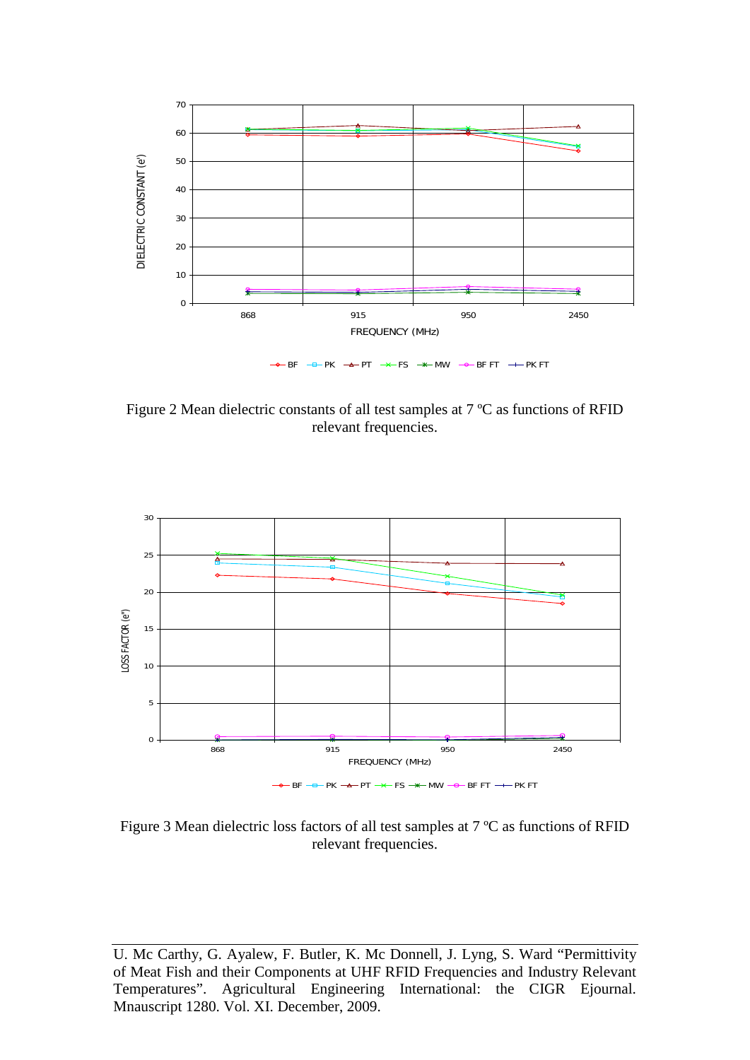70
60
50
40
30
20
10
0

DIELECTRIC CONSTANT (e')

868
915
950
2450

FREQUENCY (MHz)

BF PK PT FS MW BF FT PK FT

Figure 2 Mean dielectric constants of all test samples at 7 ºC as functions of RFID relevant frequencies.

30
25
20
15
10
5
0

LOSS FACTOR (e'')

868
915
950
2450

FREQUENCY (MHz)

BF PK PT FS MW BF FT PK FT

Figure 3 Mean dielectric loss factors of all test samples at 7 ºC as functions of RFID relevant frequencies.

U. Mc Carthy, G. Ayalew, F. Butler, K. Mc Donnell, J. Lyng, S. Ward "Permittivity of Meat Fish and their Components at UHF RFID Frequencies and Industry Relevant Temperatures". Agricultural Engineering International: the CIGR Ejournal. Mnauscript 1280. Vol. XI. December, 2009.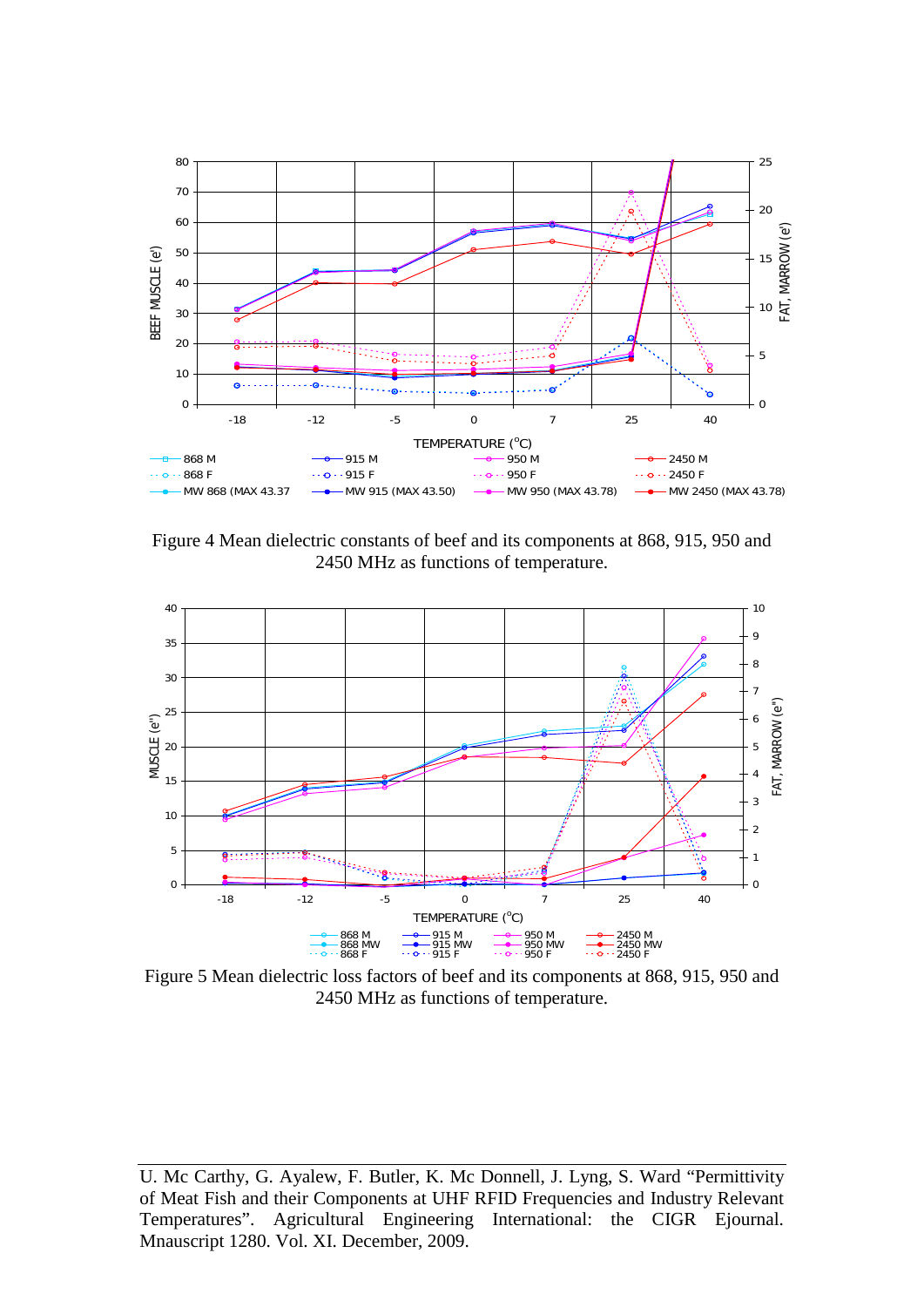Figure 4 Mean dielectric constants of beef and its components at 868, 915, 950 and 2450 MHz as functions of temperature.

Figure 5 Mean dielectric loss factors of beef and its components at 868, 915, 950 and 2450 MHz as functions of temperature.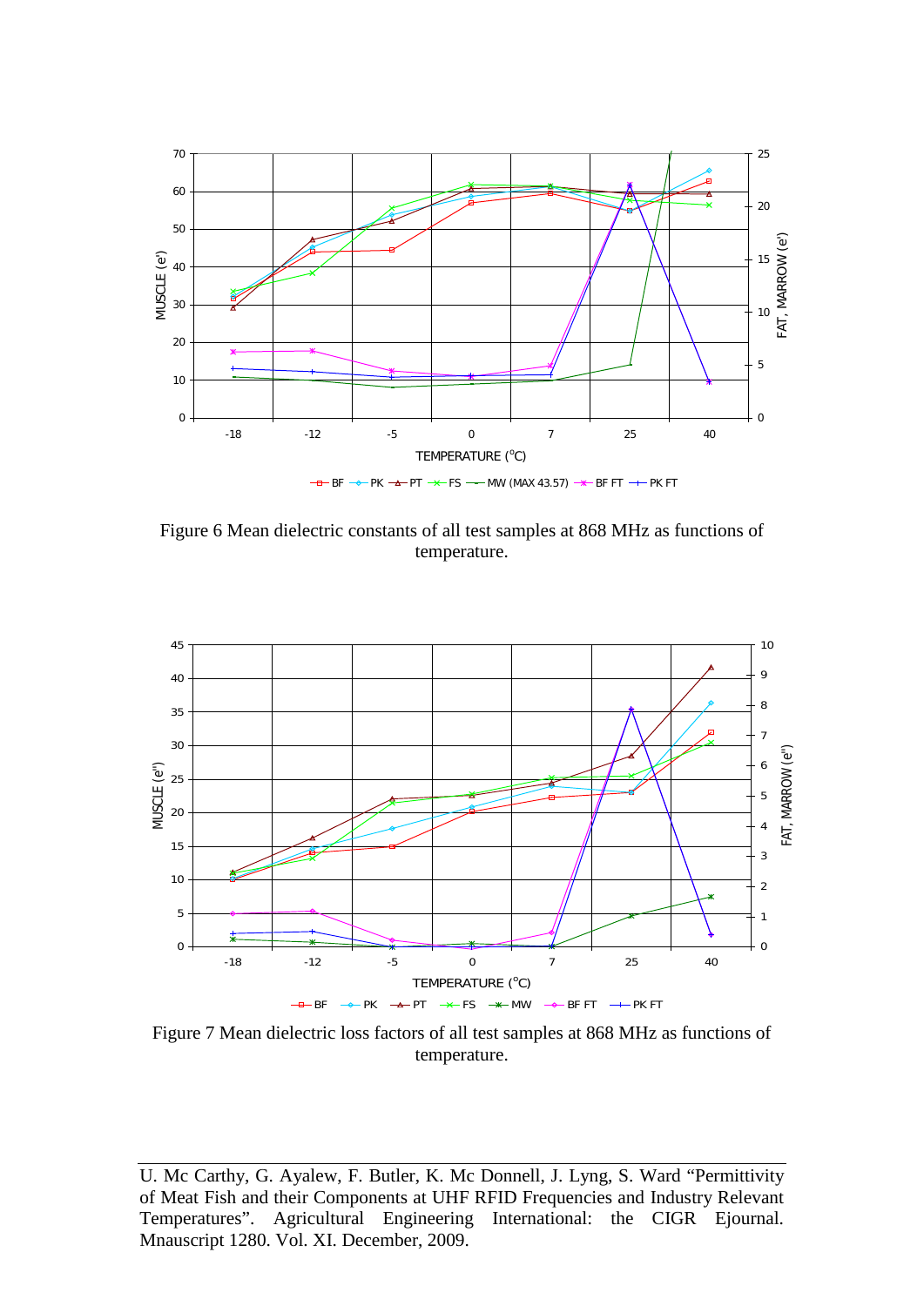70
60
50
40
30
20
10
0

25
20
15
10
5
0

MUSCLE (e')

FAT, MARROW (e')

-18 -12 -5 0 7 25 40

TEMPERATURE (°C)

BF PK PT FS MW (MAX 43.57) BF FT PK FT

Figure 6 Mean dielectric constants of all test samples at 868 MHz as functions of temperature.

45
40
35
30
25
20
15
10
5
0

10
9
8
7
6
5
4
3
2
1
0

MUSCLE (e'')

FAT, MARROW (e'')

-18 -12 -5 0 7 25 40

TEMPERATURE (°C)

BF PK PT FS MW BF FT PK FT

Figure 7 Mean dielectric loss factors of all test samples at 868 MHz as functions of temperature.

U. Mc Carthy, G. Ayalew, F. Butler, K. Mc Donnell, J. Lyng, S. Ward "Permittivity of Meat Fish and their Components at UHF RFID Frequencies and Industry Relevant Temperatures". Agricultural Engineering International: the CIGR Ejournal. Mnauscript 1280. Vol. XI. December, 2009.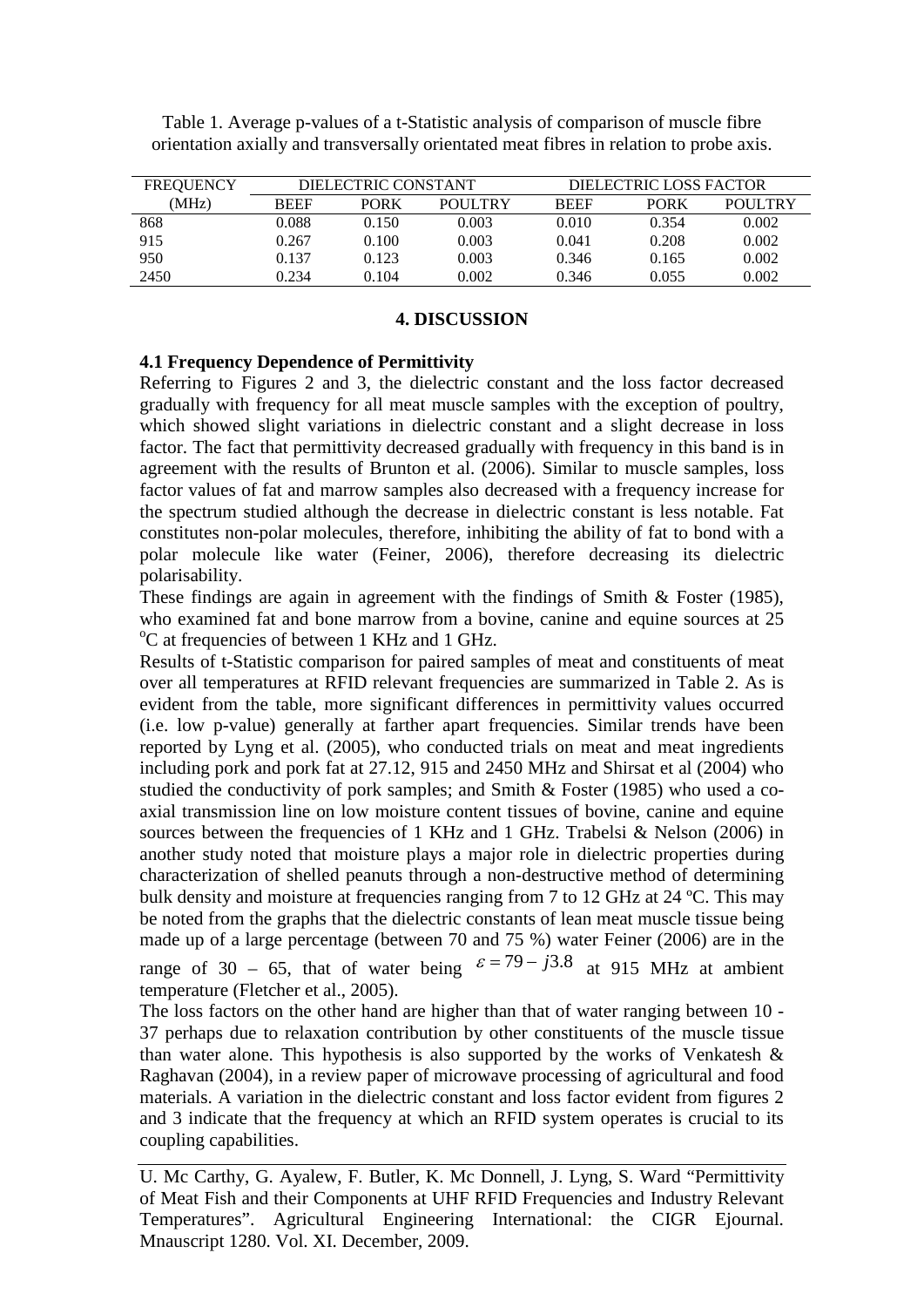Table 1. Average p-values of a t-Statistic analysis of comparison of muscle fibre orientation axially and transversally orientated meat fibres in relation to probe axis.

| FREQUENCY | DIELECTRIC CONSTANT | | | DIELECTRIC LOSS FACTOR | | |
|---|---|---|---|---|---|---|
| (MHz) | BEEF | PORK | POULTRY | BEEF | PORK | POULTRY |
| 868 | 0.088 | 0.150 | 0.003 | 0.010 | 0.354 | 0.002 |
| 915 | 0.267 | 0.100 | 0.003 | 0.041 | 0.208 | 0.002 |
| 950 | 0.137 | 0.123 | 0.003 | 0.346 | 0.165 | 0.002 |
| 2450 | 0.234 | 0.104 | 0.002 | 0.346 | 0.055 | 0.002 |

## 4. DISCUSSION

### 4.1 Frequency Dependence of Permittivity

Referring to Figures 2 and 3, the dielectric constant and the loss factor decreased gradually with frequency for all meat muscle samples with the exception of poultry, which showed slight variations in dielectric constant and a slight decrease in loss factor. The fact that permittivity decreased gradually with frequency in this band is in agreement with the results of Brunton et al. (2006). Similar to muscle samples, loss factor values of fat and marrow samples also decreased with a frequency increase for the spectrum studied although the decrease in dielectric constant is less notable. Fat constitutes non-polar molecules, therefore, inhibiting the ability of fat to bond with a polar molecule like water (Feiner, 2006), therefore decreasing its dielectric polarisability.

These findings are again in agreement with the findings of Smith & Foster (1985), who examined fat and bone marrow from a bovine, canine and equine sources at 25 $^{o}$C at frequencies of between 1 KHz and 1 GHz.

Results of t-Statistic comparison for paired samples of meat and constituents of meat over all temperatures at RFID relevant frequencies are summarized in Table 2. As is evident from the table, more significant differences in permittivity values occurred (i.e. low p-value) generally at farther apart frequencies. Similar trends have been reported by Lyng et al. (2005), who conducted trials on meat and meat ingredients including pork and pork fat at 27.12, 915 and 2450 MHz and Shirsat et al (2004) who studied the conductivity of pork samples; and Smith & Foster (1985) who used a co-axial transmission line on low moisture content tissues of bovine, canine and equine sources between the frequencies of 1 KHz and 1 GHz. Trabelsi & Nelson (2006) in another study noted that moisture plays a major role in dielectric properties during characterization of shelled peanuts through a non-destructive method of determining bulk density and moisture at frequencies ranging from 7 to 12 GHz at 24 ºC. This may be noted from the graphs that the dielectric constants of lean meat muscle tissue being made up of a large percentage (between 70 and 75 %) water Feiner (2006) are in the range of 30 – 65, that of water being $\varepsilon = 79 - j3.8$ at 915 MHz at ambient temperature (Fletcher et al., 2005).

The loss factors on the other hand are higher than that of water ranging between 10 - 37 perhaps due to relaxation contribution by other constituents of the muscle tissue than water alone. This hypothesis is also supported by the works of Venkatesh & Raghavan (2004), in a review paper of microwave processing of agricultural and food materials. A variation in the dielectric constant and loss factor evident from figures 2 and 3 indicate that the frequency at which an RFID system operates is crucial to its coupling capabilities.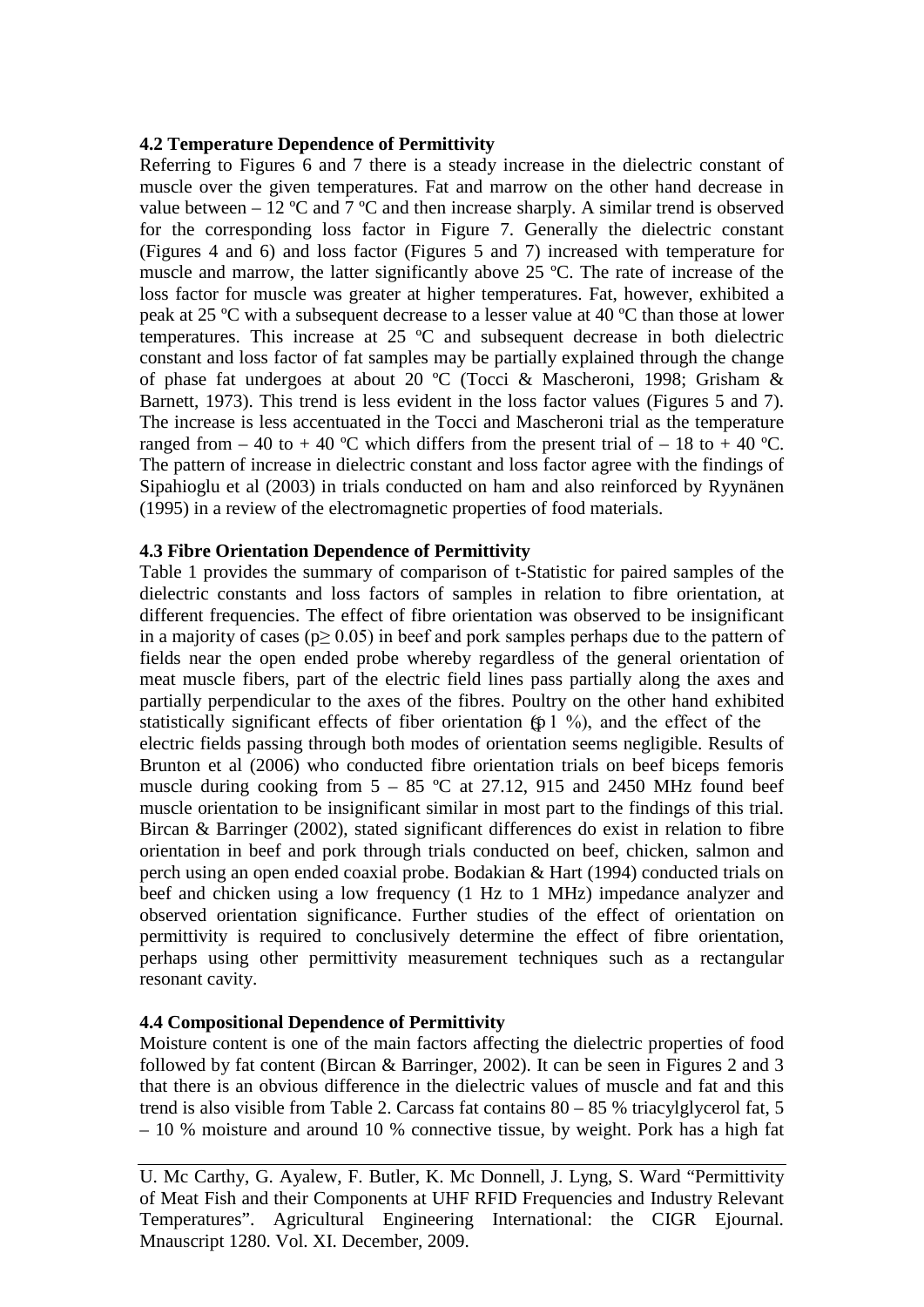### 4.2 Temperature Dependence of Permittivity

Referring to Figures 6 and 7 there is a steady increase in the dielectric constant of muscle over the given temperatures. Fat and marrow on the other hand decrease in value between – 12 ºC and 7 ºC and then increase sharply. A similar trend is observed for the corresponding loss factor in Figure 7. Generally the dielectric constant (Figures 4 and 6) and loss factor (Figures 5 and 7) increased with temperature for muscle and marrow, the latter significantly above 25 ºC. The rate of increase of the loss factor for muscle was greater at higher temperatures. Fat, however, exhibited a peak at 25 ºC with a subsequent decrease to a lesser value at 40 ºC than those at lower temperatures. This increase at 25 ºC and subsequent decrease in both dielectric constant and loss factor of fat samples may be partially explained through the change of phase fat undergoes at about 20 ºC (Tocci & Mascheroni, 1998; Grisham & Barnett, 1973). This trend is less evident in the loss factor values (Figures 5 and 7). The increase is less accentuated in the Tocci and Mascheroni trial as the temperature ranged from – 40 to + 40 ºC which differs from the present trial of – 18 to + 40 ºC. The pattern of increase in dielectric constant and loss factor agree with the findings of Sipahioglu et al (2003) in trials conducted on ham and also reinforced by Ryynänen (1995) in a review of the electromagnetic properties of food materials.

### 4.3 Fibre Orientation Dependence of Permittivity

Table 1 provides the summary of comparison of t-Statistic for paired samples of the dielectric constants and loss factors of samples in relation to fibre orientation, at different frequencies. The effect of fibre orientation was observed to be insignificant in a majority of cases ($p \geq 0.05$) in beef and pork samples perhaps due to the pattern of fields near the open ended probe whereby regardless of the general orientation of meat muscle fibers, part of the electric field lines pass partially along the axes and partially perpendicular to the axes of the fibres. Poultry on the other hand exhibited statistically significant effects of fiber orientation ($p \leq 1$ %), and the effect of the electric fields passing through both modes of orientation seems negligible. Results of Brunton et al (2006) who conducted fibre orientation trials on beef biceps femoris muscle during cooking from 5 – 85 ºC at 27.12, 915 and 2450 MHz found beef muscle orientation to be insignificant similar in most part to the findings of this trial. Bircan & Barringer (2002), stated significant differences do exist in relation to fibre orientation in beef and pork through trials conducted on beef, chicken, salmon and perch using an open ended coaxial probe. Bodakian & Hart (1994) conducted trials on beef and chicken using a low frequency (1 Hz to 1 MHz) impedance analyzer and observed orientation significance. Further studies of the effect of orientation on permittivity is required to conclusively determine the effect of fibre orientation, perhaps using other permittivity measurement techniques such as a rectangular resonant cavity.

### 4.4 Compositional Dependence of Permittivity

Moisture content is one of the main factors affecting the dielectric properties of food followed by fat content (Bircan & Barringer, 2002). It can be seen in Figures 2 and 3 that there is an obvious difference in the dielectric values of muscle and fat and this trend is also visible from Table 2. Carcass fat contains 80 – 85 % triacylglycerol fat, 5 – 10 % moisture and around 10 % connective tissue, by weight. Pork has a high fat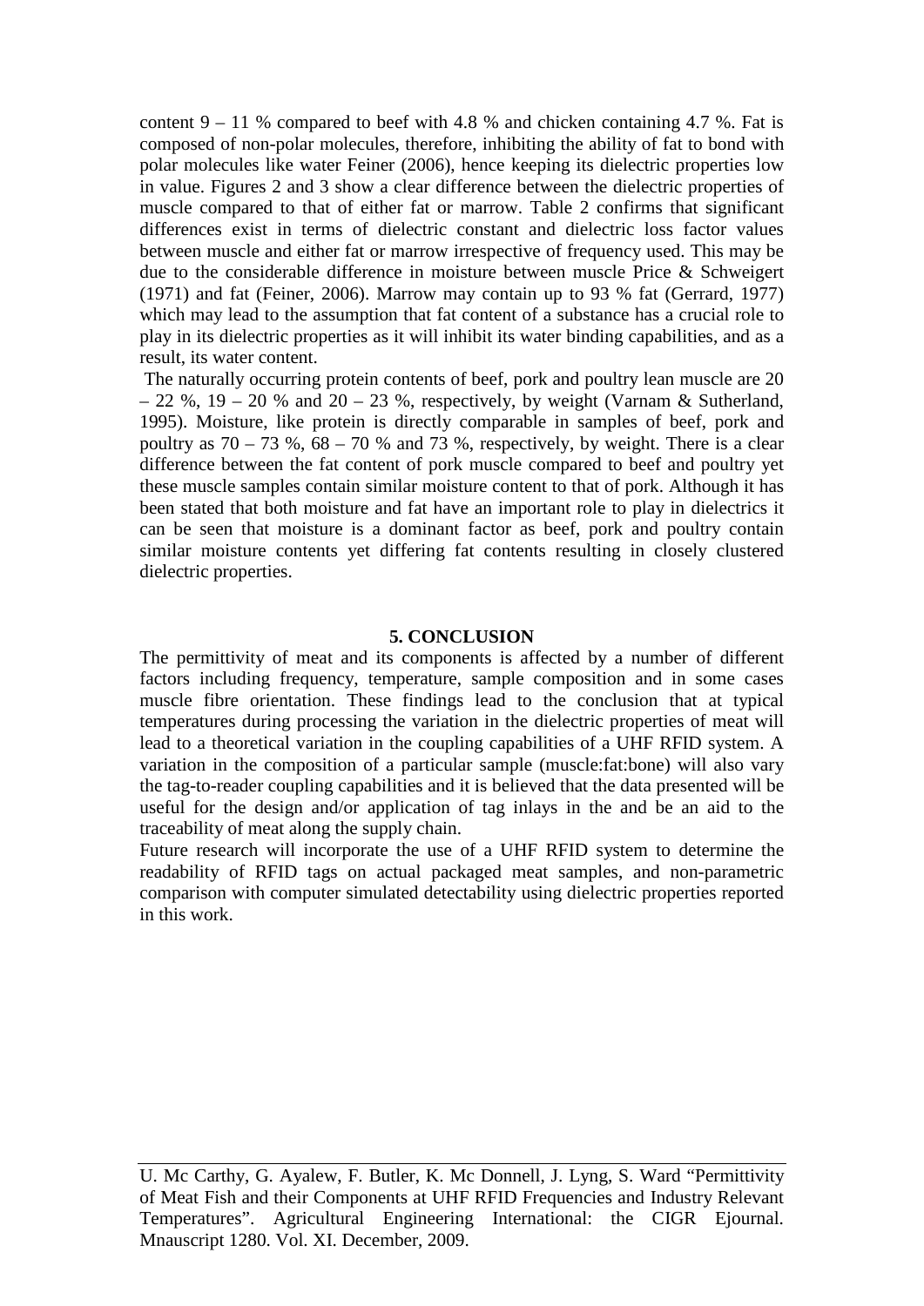content 9 – 11 % compared to beef with 4.8 % and chicken containing 4.7 %. Fat is composed of non-polar molecules, therefore, inhibiting the ability of fat to bond with polar molecules like water Feiner (2006), hence keeping its dielectric properties low in value. Figures 2 and 3 show a clear difference between the dielectric properties of muscle compared to that of either fat or marrow. Table 2 confirms that significant differences exist in terms of dielectric constant and dielectric loss factor values between muscle and either fat or marrow irrespective of frequency used. This may be due to the considerable difference in moisture between muscle Price & Schweigert (1971) and fat (Feiner, 2006). Marrow may contain up to 93 % fat (Gerrard, 1977) which may lead to the assumption that fat content of a substance has a crucial role to play in its dielectric properties as it will inhibit its water binding capabilities, and as a result, its water content.

The naturally occurring protein contents of beef, pork and poultry lean muscle are 20 – 22 %, 19 – 20 % and 20 – 23 %, respectively, by weight (Varnam & Sutherland, 1995). Moisture, like protein is directly comparable in samples of beef, pork and poultry as 70 – 73 %, 68 – 70 % and 73 %, respectively, by weight. There is a clear difference between the fat content of pork muscle compared to beef and poultry yet these muscle samples contain similar moisture content to that of pork. Although it has been stated that both moisture and fat have an important role to play in dielectrics it can be seen that moisture is a dominant factor as beef, pork and poultry contain similar moisture contents yet differing fat contents resulting in closely clustered dielectric properties.

## 5. CONCLUSION

The permittivity of meat and its components is affected by a number of different factors including frequency, temperature, sample composition and in some cases muscle fibre orientation. These findings lead to the conclusion that at typical temperatures during processing the variation in the dielectric properties of meat will lead to a theoretical variation in the coupling capabilities of a UHF RFID system. A variation in the composition of a particular sample (muscle:fat:bone) will also vary the tag-to-reader coupling capabilities and it is believed that the data presented will be useful for the design and/or application of tag inlays in the and be an aid to the traceability of meat along the supply chain.

Future research will incorporate the use of a UHF RFID system to determine the readability of RFID tags on actual packaged meat samples, and non-parametric comparison with computer simulated detectability using dielectric properties reported in this work.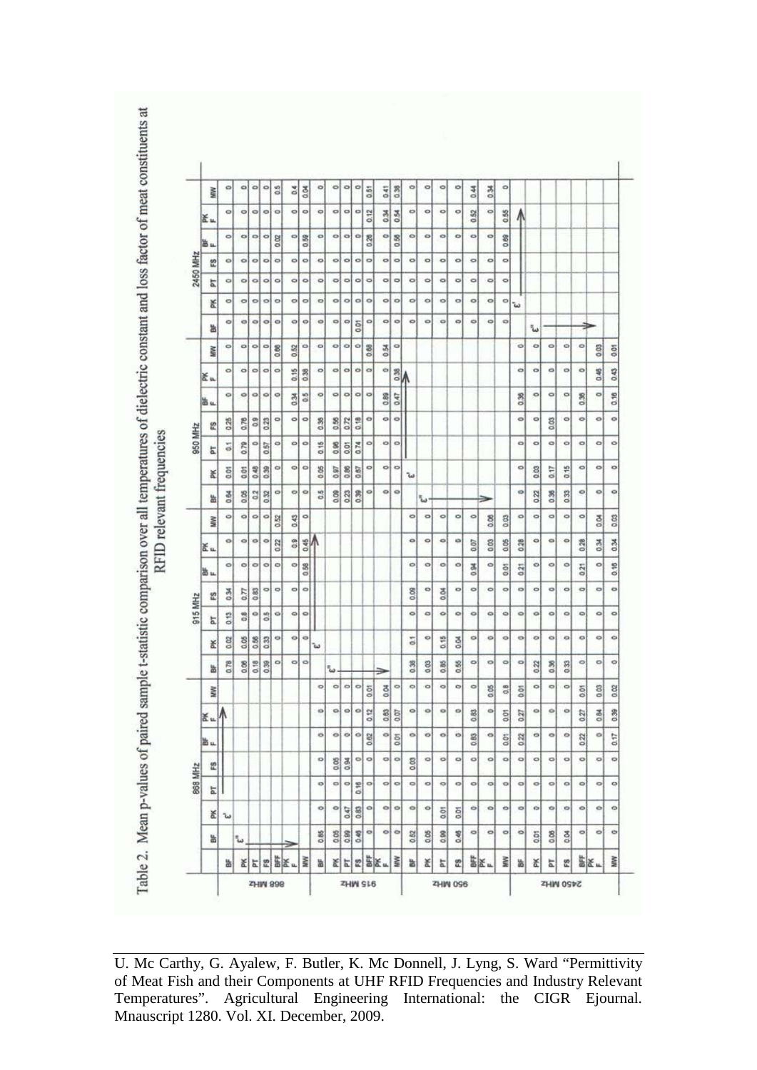Table 2. Mean p-values of paired sample t-statistic comparison over all temperatures of dielectric constant and loss factor of meat constituents at RFID relevant frequencies

| | | 868 MHz | | | | | | | 915 MHz | | | | | | | 950 MHz | | | | | | | 2450 MHz | | | | | | |
|---|---|---|---|---|---|---|---|---|---|---|---|---|---|---|---|---|---|---|---|---|---|---|---|---|---|---|---|---|---|
| | | BF | PK | PT | FS | BF F | PK F | MW | BF | PK | PT | FS | BF F | PK F | MW | BF | PK | PT | FS | BF F | PK F | MW | BF | PK | PT | FS | BF F | PK F | MW |
| 868 MHz | BF | | $\varepsilon'$ | | | | | | 0.78 | 0.02 | 0.13 | 0.34 | 0 | 0 | 0 | 0.64 | 0.01 | 0.1 | 0.25 | 0 | 0 | 0 | 0 | 0 | 0 | 0 | 0 | 0 | 0 |
| | PK | $\varepsilon''$ | | | | | | | 0.06 | 0.05 | 0.8 | 0.77 | 0 | 0 | 0 | 0.05 | 0.01 | 0.79 | 0.78 | 0 | 0 | 0 | 0 | 0 | 0 | 0 | 0 | 0 | 0 |
| | PT | | | | | | | | 0.18 | 0.56 | 0 | 0.83 | 0 | 0 | 0 | 0.2 | 0.48 | 0 | 0.9 | 0 | 0 | 0 | 0 | 0 | 0 | 0 | 0 | 0 | 0 |
| | FS | | | | | | | | 0.39 | 0.33 | 0.5 | 0 | 0 | 0 | 0 | 0.32 | 0.39 | 0.57 | 0.23 | 0 | 0 | 0 | 0 | 0 | 0 | 0 | 0 | 0 | 0 |
| | BFF | | | | | | | | 0 | 0 | 0 | 0 | 0 | 0.22 | 0.52 | 0 | 0 | 0 | 0 | 0 | 0 | 0.86 | 0 | 0 | 0 | 0 | 0.02 | 0 | 0.5 |
| | PK F | | | | | | | | 0 | 0 | 0 | 0 | 0 | 0.9 | 0.43 | 0 | 0 | 0 | 0 | 0.34 | 0.15 | 0.52 | 0 | 0 | 0 | 0 | 0 | 0 | 0.4 |
| | MW | | | | | | | | 0 | 0 | 0 | 0 | 0.58 | 0.45 | 0 | 0 | 0 | 0 | 0 | 0.5 | 0.38 | 0 | 0 | 0 | 0 | 0 | 0.59 | 0 | 0.04 |
| 915 MHz | BF | 0.85 | 0 | 0 | 0 | 0 | 0 | 0 | | $\varepsilon'$ | | | | | | 0.5 | 0.05 | 0.15 | 0.36 | 0 | 0 | 0 | 0 | 0 | 0 | 0 | 0 | 0 | 0 |
| | PK | 0.05 | 0 | 0 | 0.05 | 0 | 0 | 0 | $\varepsilon''$ | | | | | | | 0.09 | 0.97 | 0.96 | 0.56 | 0 | 0 | 0 | 0 | 0 | 0 | 0 | 0 | 0 | 0 |
| | PT | 0.99 | 0.47 | 0 | 0.94 | 0 | 0 | 0 | | | | | | | | 0.23 | 0.86 | 0.01 | 0.72 | 0 | 0 | 0 | 0 | 0 | 0 | 0 | 0 | 0 | 0 |
| | FS | 0.46 | 0.83 | 0.16 | 0 | 0 | 0 | 0 | | | | | | | | 0.39 | 0.67 | 0.74 | 0.18 | 0 | 0 | 0 | 0 | 0 | 0 | 0 | 0 | 0 | 0 |
| | BFF | 0 | 0 | 0 | 0 | 0.62 | 0.12 | 0.01 | | | | | | | | 0 | 0 | 0 | 0 | 0 | 0 | 0.68 | 0.01 | 0 | 0 | 0 | 0.26 | 0.12 | 0.51 |
| | PK F | 0 | 0 | 0 | 0 | 0 | 0.63 | 0.04 | | | | | | | | 0 | 0 | 0 | 0 | 0.89 | 0 | 0.54 | 0 | 0 | 0 | 0 | 0 | 0.34 | 0.41 |
| | MW | 0 | 0 | 0 | 0 | 0.01 | 0.07 | 0 | | | | | | | | 0 | 0 | 0 | 0 | 0.47 | 0.38 | 0 | 0 | 0 | 0 | 0 | 0.56 | 0.54 | 0.38 |
| 950 MHz | BF | 0.52 | 0 | 0.03 | 0 | 0 | 0 | 0 | 0.36 | 0.1 | 0 | 0.09 | 0 | 0 | 0 | | $\varepsilon'$ | | | | | | 0 | 0 | 0 | 0 | 0 | 0 | 0 |
| | PK | 0.05 | 0 | 0 | 0 | 0 | 0 | 0 | 0.03 | 0 | 0 | 0 | 0 | 0 | 0 | $\varepsilon''$ | | | | | | | 0 | 0 | 0 | 0 | 0 | 0 | 0 |
| | PT | 0.99 | 0.01 | 0 | 0 | 0 | 0 | 0 | 0.85 | 0.15 | 0 | 0.04 | 0 | 0 | 0 | | | | | | | | 0 | 0 | 0 | 0 | 0 | 0 | 0 |
| | FS | 0.46 | 0.01 | 0 | 0 | 0 | 0 | 0 | 0.55 | 0.04 | 0 | 0 | 0 | 0 | 0 | | | | | | | | 0 | 0 | 0 | 0 | 0 | 0 | 0 |
| | BFF | 0 | 0 | 0 | 0 | 0.83 | 0.83 | 0 | 0 | 0 | 0 | 0 | 0.94 | 0.07 | 0 | | | | | | | | 0 | 0 | 0 | 0 | 0 | 0.52 | 0.44 |
| | PK F | 0 | 0 | 0 | 0 | 0 | 0 | 0.05 | 0 | 0 | 0 | 0 | 0 | 0.03 | 0.06 | | | | | | | | 0 | 0 | 0 | 0 | 0 | 0 | 0.34 |
| | MW | 0 | 0 | 0 | 0 | 0.01 | 0.01 | 0.8 | 0 | 0 | 0 | 0 | 0.01 | 0.05 | 0.03 | | | | | | | | 0 | 0 | 0 | 0 | 0.69 | 0.55 | 0 |
| 2450 MHz | BF | 0 | 0 | 0 | 0 | 0.22 | 0.27 | 0.01 | 0 | 0 | 0 | 0 | 0.21 | 0.28 | 0 | 0 | 0 | 0 | 0 | 0.36 | 0 | 0 | | $\varepsilon'$ | | | | | |
| | PK | 0.01 | 0 | 0 | 0 | 0 | 0 | 0 | 0.22 | 0 | 0 | 0 | 0 | 0 | 0 | 0.22 | 0.03 | 0 | 0 | 0 | 0 | 0 | $\varepsilon''$ | | | | | | |
| | PT | 0.06 | 0 | 0 | 0 | 0 | 0 | 0 | 0.36 | 0 | 0 | 0 | 0 | 0 | 0 | 0.36 | 0.17 | 0 | 0.03 | 0 | 0 | 0 | | | | | | | |
| | FS | 0.04 | 0 | 0 | 0 | 0 | 0 | 0 | 0.33 | 0 | 0 | 0 | 0 | 0 | 0 | 0.33 | 0.15 | 0 | 0 | 0 | 0 | 0 | | | | | | | |
| | BFF | 0 | 0 | 0 | 0 | 0.22 | 0.27 | 0.01 | 0 | 0 | 0 | 0 | 0.21 | 0.28 | 0 | 0 | 0 | 0 | 0 | 0.36 | 0 | 0 | | | | | | | |
| | PK F | 0 | 0 | 0 | 0 | 0 | 0.64 | 0.03 | 0 | 0 | 0 | 0 | 0 | 0.34 | 0.04 | 0 | 0 | 0 | 0 | 0 | 0.46 | 0.03 | | | | | | | |
| | MW | 0 | 0 | 0 | 0 | 0.17 | 0.39 | 0.02 | 0 | 0 | 0 | 0 | 0.16 | 0.34 | 0.03 | 0 | 0 | 0 | 0 | 0.16 | 0.43 | 0.01 | | | | | | | |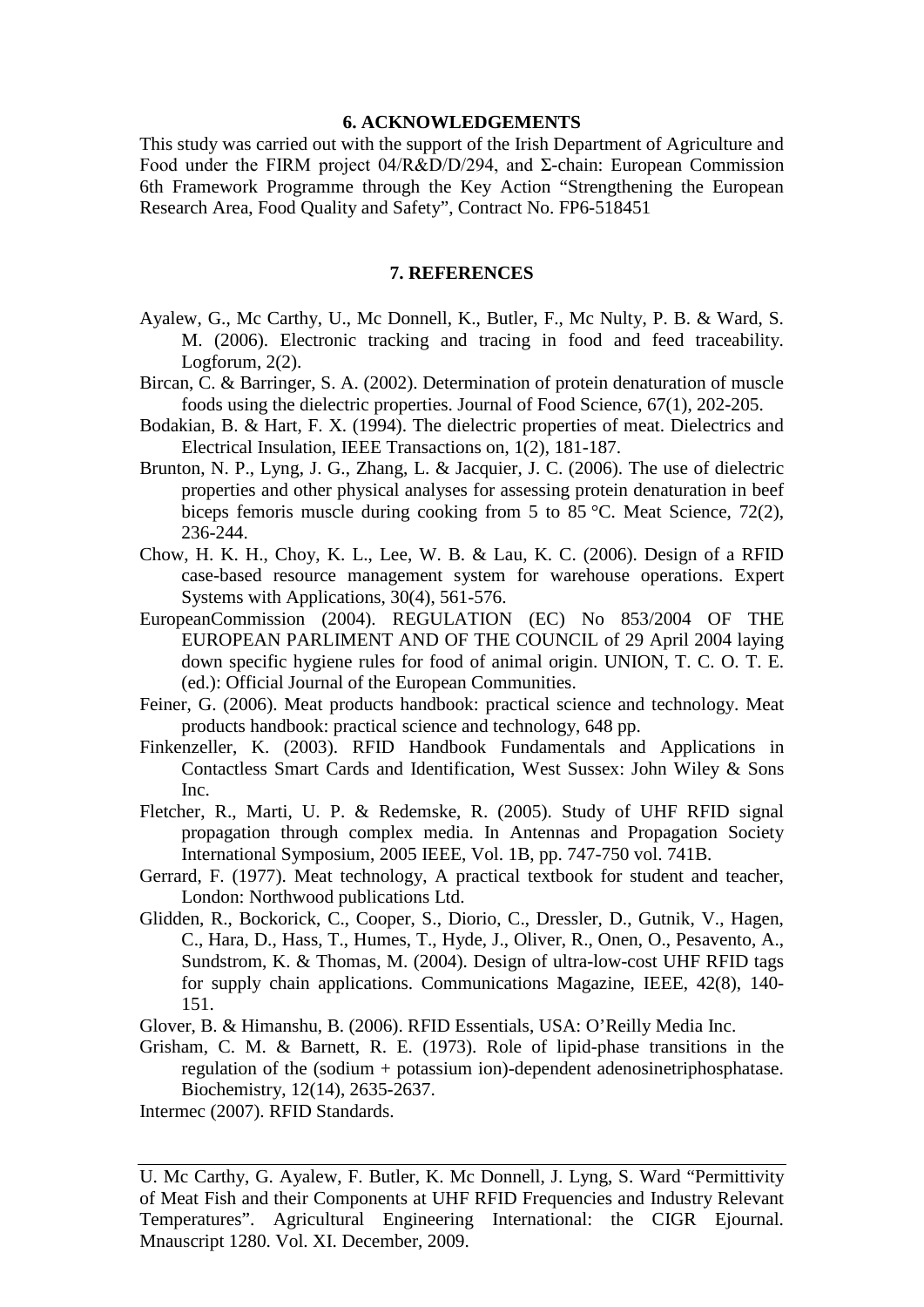## 6. ACKNOWLEDGEMENTS

This study was carried out with the support of the Irish Department of Agriculture and Food under the FIRM project 04/R&D/D/294, and Σ-chain: European Commission 6th Framework Programme through the Key Action "Strengthening the European Research Area, Food Quality and Safety", Contract No. FP6-518451

## 7. REFERENCES

Ayalew, G., Mc Carthy, U., Mc Donnell, K., Butler, F., Mc Nulty, P. B. & Ward, S. M. (2006). Electronic tracking and tracing in food and feed traceability. Logforum, 2(2).

Bircan, C. & Barringer, S. A. (2002). Determination of protein denaturation of muscle foods using the dielectric properties. Journal of Food Science, 67(1), 202-205.

Bodakian, B. & Hart, F. X. (1994). The dielectric properties of meat. Dielectrics and Electrical Insulation, IEEE Transactions on, 1(2), 181-187.

Brunton, N. P., Lyng, J. G., Zhang, L. & Jacquier, J. C. (2006). The use of dielectric properties and other physical analyses for assessing protein denaturation in beef biceps femoris muscle during cooking from 5 to 85 °C. Meat Science, 72(2), 236-244.

Chow, H. K. H., Choy, K. L., Lee, W. B. & Lau, K. C. (2006). Design of a RFID case-based resource management system for warehouse operations. Expert Systems with Applications, 30(4), 561-576.

EuropeanCommission (2004). REGULATION (EC) No 853/2004 OF THE EUROPEAN PARLIMENT AND OF THE COUNCIL of 29 April 2004 laying down specific hygiene rules for food of animal origin. UNION, T. C. O. T. E. (ed.): Official Journal of the European Communities.

Feiner, G. (2006). Meat products handbook: practical science and technology. Meat products handbook: practical science and technology, 648 pp.

Finkenzeller, K. (2003). RFID Handbook Fundamentals and Applications in Contactless Smart Cards and Identification, West Sussex: John Wiley & Sons Inc.

Fletcher, R., Marti, U. P. & Redemske, R. (2005). Study of UHF RFID signal propagation through complex media. In Antennas and Propagation Society International Symposium, 2005 IEEE, Vol. 1B, pp. 747-750 vol. 741B.

Gerrard, F. (1977). Meat technology, A practical textbook for student and teacher, London: Northwood publications Ltd.

Glidden, R., Bockorick, C., Cooper, S., Diorio, C., Dressler, D., Gutnik, V., Hagen, C., Hara, D., Hass, T., Humes, T., Hyde, J., Oliver, R., Onen, O., Pesavento, A., Sundstrom, K. & Thomas, M. (2004). Design of ultra-low-cost UHF RFID tags for supply chain applications. Communications Magazine, IEEE, 42(8), 140-151.

Glover, B. & Himanshu, B. (2006). RFID Essentials, USA: O'Reilly Media Inc.

Grisham, C. M. & Barnett, R. E. (1973). Role of lipid-phase transitions in the regulation of the (sodium + potassium ion)-dependent adenosinetriphosphatase. Biochemistry, 12(14), 2635-2637.

Intermec (2007). RFID Standards.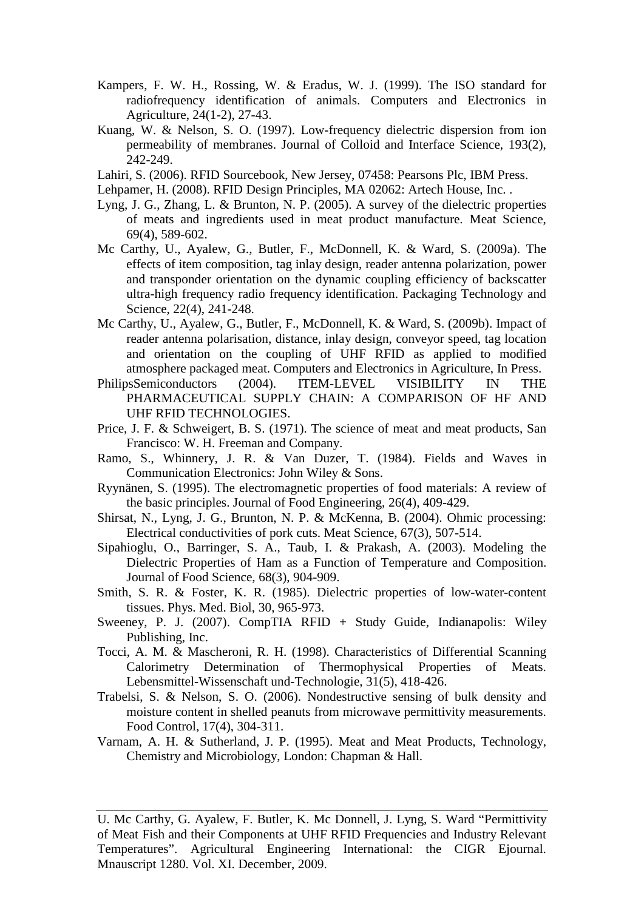Kampers, F. W. H., Rossing, W. & Eradus, W. J. (1999). The ISO standard for radiofrequency identification of animals. Computers and Electronics in Agriculture, 24(1-2), 27-43.

Kuang, W. & Nelson, S. O. (1997). Low-frequency dielectric dispersion from ion permeability of membranes. Journal of Colloid and Interface Science, 193(2), 242-249.

Lahiri, S. (2006). RFID Sourcebook, New Jersey, 07458: Pearsons Plc, IBM Press.

Lehpamer, H. (2008). RFID Design Principles, MA 02062: Artech House, Inc. .

Lyng, J. G., Zhang, L. & Brunton, N. P. (2005). A survey of the dielectric properties of meats and ingredients used in meat product manufacture. Meat Science, 69(4), 589-602.

Mc Carthy, U., Ayalew, G., Butler, F., McDonnell, K. & Ward, S. (2009a). The effects of item composition, tag inlay design, reader antenna polarization, power and transponder orientation on the dynamic coupling efficiency of backscatter ultra-high frequency radio frequency identification. Packaging Technology and Science, 22(4), 241-248.

Mc Carthy, U., Ayalew, G., Butler, F., McDonnell, K. & Ward, S. (2009b). Impact of reader antenna polarisation, distance, inlay design, conveyor speed, tag location and orientation on the coupling of UHF RFID as applied to modified atmosphere packaged meat. Computers and Electronics in Agriculture, In Press.

PhilipsSemiconductors (2004). ITEM-LEVEL VISIBILITY IN THE PHARMACEUTICAL SUPPLY CHAIN: A COMPARISON OF HF AND UHF RFID TECHNOLOGIES.

Price, J. F. & Schweigert, B. S. (1971). The science of meat and meat products, San Francisco: W. H. Freeman and Company.

Ramo, S., Whinnery, J. R. & Van Duzer, T. (1984). Fields and Waves in Communication Electronics: John Wiley & Sons.

Ryynänen, S. (1995). The electromagnetic properties of food materials: A review of the basic principles. Journal of Food Engineering, 26(4), 409-429.

Shirsat, N., Lyng, J. G., Brunton, N. P. & McKenna, B. (2004). Ohmic processing: Electrical conductivities of pork cuts. Meat Science, 67(3), 507-514.

Sipahioglu, O., Barringer, S. A., Taub, I. & Prakash, A. (2003). Modeling the Dielectric Properties of Ham as a Function of Temperature and Composition. Journal of Food Science, 68(3), 904-909.

Smith, S. R. & Foster, K. R. (1985). Dielectric properties of low-water-content tissues. Phys. Med. Biol, 30, 965-973.

Sweeney, P. J. (2007). CompTIA RFID + Study Guide, Indianapolis: Wiley Publishing, Inc.

Tocci, A. M. & Mascheroni, R. H. (1998). Characteristics of Differential Scanning Calorimetry Determination of Thermophysical Properties of Meats. Lebensmittel-Wissenschaft und-Technologie, 31(5), 418-426.

Trabelsi, S. & Nelson, S. O. (2006). Nondestructive sensing of bulk density and moisture content in shelled peanuts from microwave permittivity measurements. Food Control, 17(4), 304-311.

Varnam, A. H. & Sutherland, J. P. (1995). Meat and Meat Products, Technology, Chemistry and Microbiology, London: Chapman & Hall.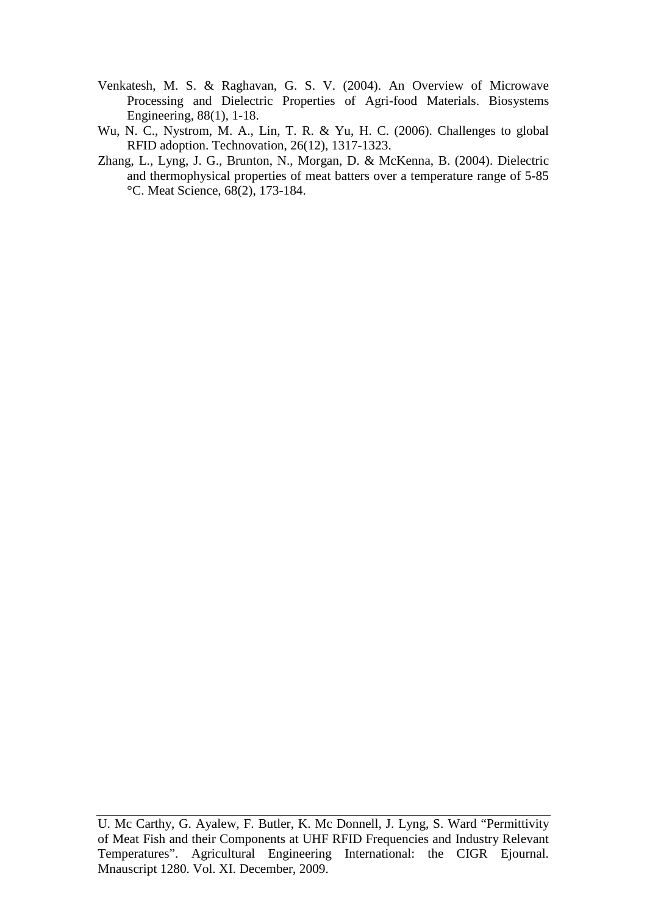Venkatesh, M. S. & Raghavan, G. S. V. (2004). An Overview of Microwave Processing and Dielectric Properties of Agri-food Materials. Biosystems Engineering, 88(1), 1-18.

Wu, N. C., Nystrom, M. A., Lin, T. R. & Yu, H. C. (2006). Challenges to global RFID adoption. Technovation, 26(12), 1317-1323.

Zhang, L., Lyng, J. G., Brunton, N., Morgan, D. & McKenna, B. (2004). Dielectric and thermophysical properties of meat batters over a temperature range of 5-85 °C. Meat Science, 68(2), 173-184.